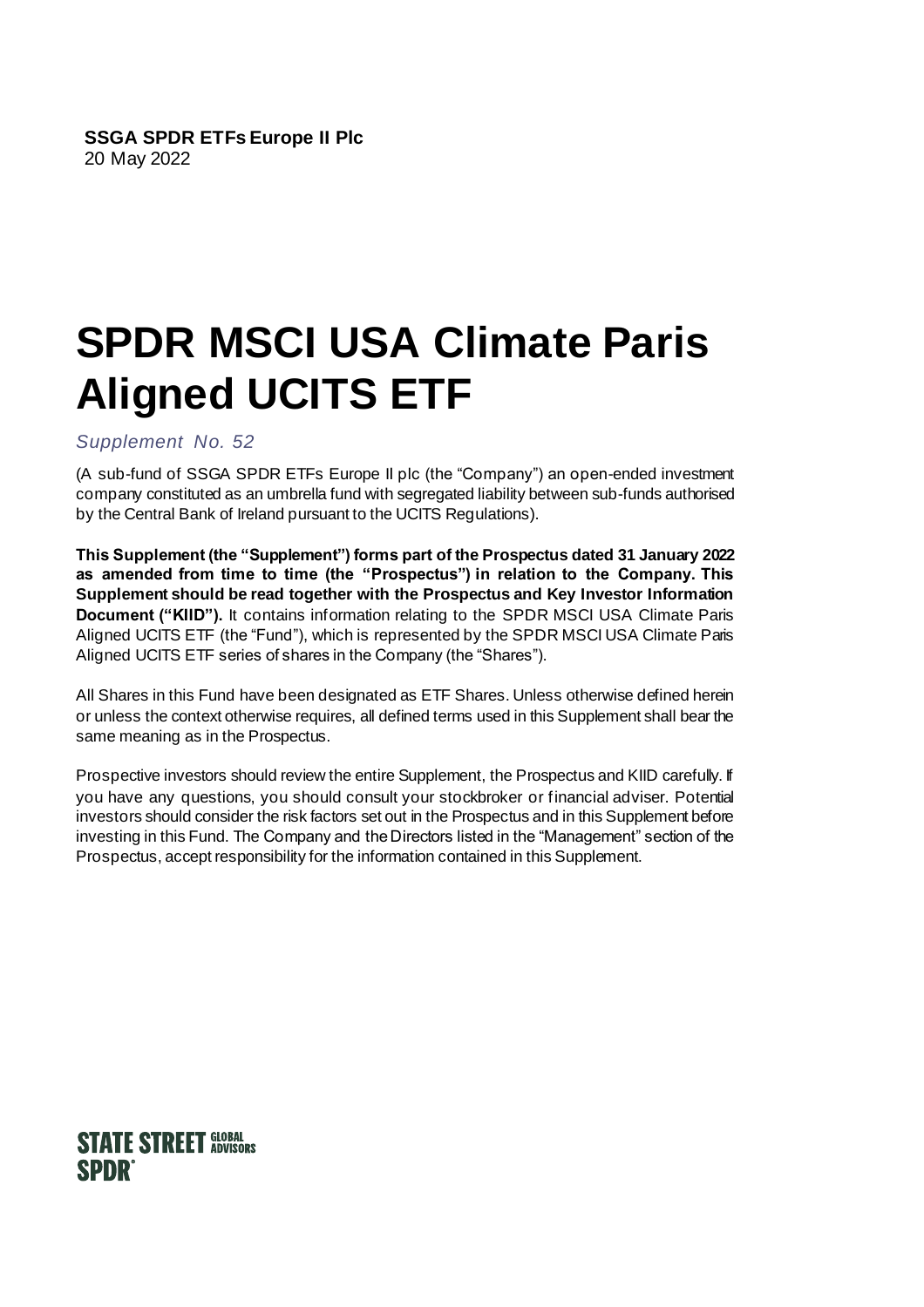**SSGA SPDR ETFs Europe II Plc**
20 May 2022

# SPDR MSCI USA Climate Paris Aligned UCITS ETF

*Supplement No. 52*

(A sub-fund of SSGA SPDR ETFs Europe II plc (the "Company") an open-ended investment company constituted as an umbrella fund with segregated liability between sub-funds authorised by the Central Bank of Ireland pursuant to the UCITS Regulations).

**This Supplement (the "Supplement") forms part of the Prospectus dated 31 January 2022 as amended from time to time (the "Prospectus") in relation to the Company. This Supplement should be read together with the Prospectus and Key Investor Information Document ("KIID").** It contains information relating to the SPDR MSCI USA Climate Paris Aligned UCITS ETF (the "Fund"), which is represented by the SPDR MSCI USA Climate Paris Aligned UCITS ETF series of shares in the Company (the "Shares").

All Shares in this Fund have been designated as ETF Shares. Unless otherwise defined herein or unless the context otherwise requires, all defined terms used in this Supplement shall bear the same meaning as in the Prospectus.

Prospective investors should review the entire Supplement, the Prospectus and KIID carefully. If you have any questions, you should consult your stockbroker or financial adviser. Potential investors should consider the risk factors set out in the Prospectus and in this Supplement before investing in this Fund. The Company and the Directors listed in the "Management" section of the Prospectus, accept responsibility for the information contained in this Supplement.

STATE STREET GLOBAL ADVISORS
SPDR®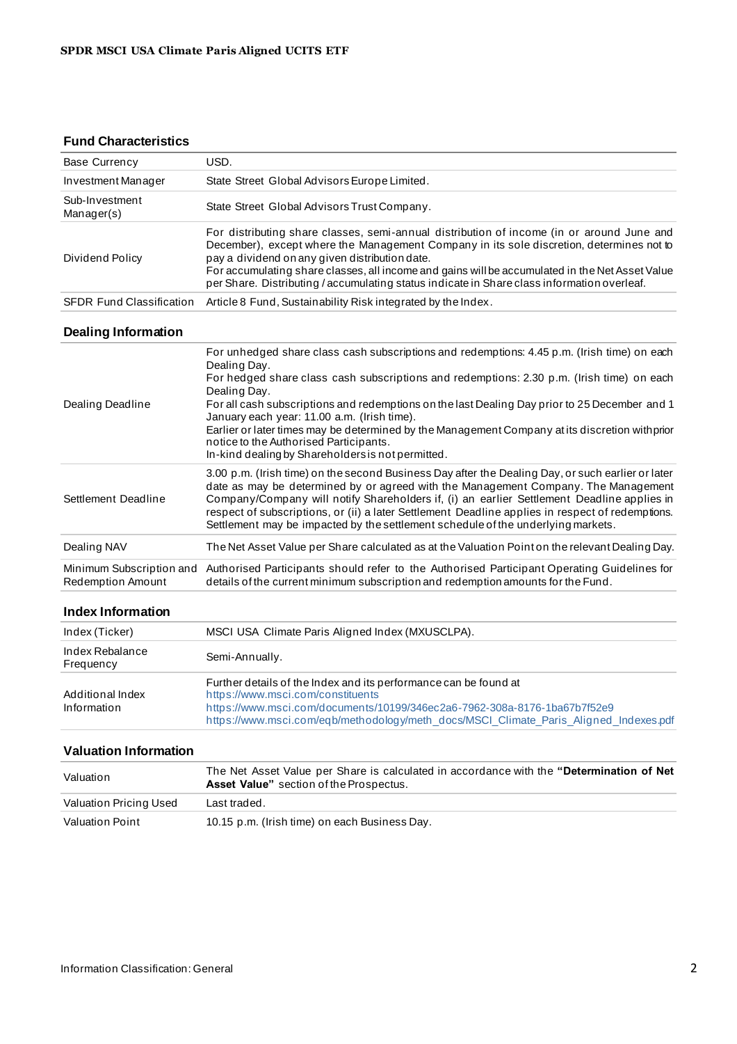**SPDR MSCI USA Climate Paris Aligned UCITS ETF**

## Fund Characteristics

| | |
|---|---|
| Base Currency | USD. |
| Investment Manager | State Street Global Advisors Europe Limited. |
| Sub-Investment Manager(s) | State Street Global Advisors Trust Company. |
| Dividend Policy | For distributing share classes, semi-annual distribution of income (in or around June and December), except where the Management Company in its sole discretion, determines not to pay a dividend on any given distribution date.<br>For accumulating share classes, all income and gains will be accumulated in the Net Asset Value per Share. Distributing / accumulating status indicate in Share class information overleaf. |
| SFDR Fund Classification | Article 8 Fund, Sustainability Risk integrated by the Index. |

## Dealing Information

| | |
|---|---|
| Dealing Deadline | For unhedged share class cash subscriptions and redemptions: 4.45 p.m. (Irish time) on each Dealing Day.<br>For hedged share class cash subscriptions and redemptions: 2.30 p.m. (Irish time) on each Dealing Day.<br>For all cash subscriptions and redemptions on the last Dealing Day prior to 25 December and 1 January each year: 11.00 a.m. (Irish time).<br>Earlier or later times may be determined by the Management Company at its discretion with prior notice to the Authorised Participants.<br>In-kind dealing by Shareholders is not permitted. |
| Settlement Deadline | 3.00 p.m. (Irish time) on the second Business Day after the Dealing Day, or such earlier or later date as may be determined by or agreed with the Management Company. The Management Company/Company will notify Shareholders if, (i) an earlier Settlement Deadline applies in respect of subscriptions, or (ii) a later Settlement Deadline applies in respect of redemptions. Settlement may be impacted by the settlement schedule of the underlying markets. |
| Dealing NAV | The Net Asset Value per Share calculated as at the Valuation Point on the relevant Dealing Day. |
| Minimum Subscription and Redemption Amount | Authorised Participants should refer to the Authorised Participant Operating Guidelines for details of the current minimum subscription and redemption amounts for the Fund. |

## Index Information

| | |
|---|---|
| Index (Ticker) | MSCI USA Climate Paris Aligned Index (MXUSCLPA). |
| Index Rebalance Frequency | Semi-Annually. |
| Additional Index Information | Further details of the Index and its performance can be found at<br>https://www.msci.com/constituents<br>https://www.msci.com/documents/10199/346ec2a6-7962-308a-8176-1ba67b7f52e9<br>https://www.msci.com/eqb/methodology/meth_docs/MSCI_Climate_Paris_Aligned_Indexes.pdf |

## Valuation Information

| | |
|---|---|
| Valuation | The Net Asset Value per Share is calculated in accordance with the **"Determination of Net Asset Value"** section of the Prospectus. |
| Valuation Pricing Used | Last traded. |
| Valuation Point | 10.15 p.m. (Irish time) on each Business Day. |

Information Classification: General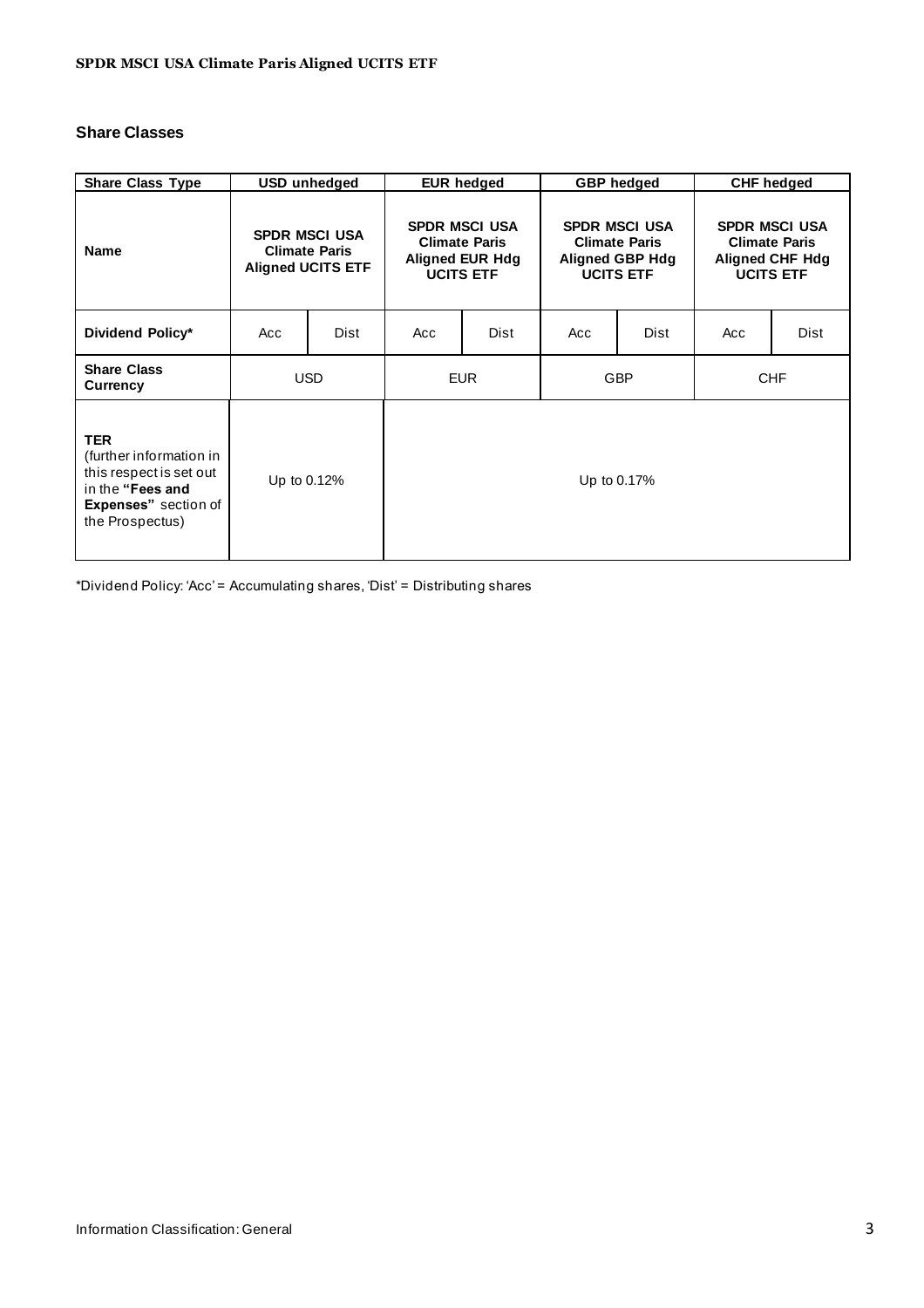## Share Classes

| Share Class Type | USD unhedged | | EUR hedged | | GBP hedged | | CHF hedged | |
|---|---|---|---|---|---|---|---|---|
| **Name** | **SPDR MSCI USA Climate Paris Aligned UCITS ETF** | | **SPDR MSCI USA Climate Paris Aligned EUR Hdg UCITS ETF** | | **SPDR MSCI USA Climate Paris Aligned GBP Hdg UCITS ETF** | | **SPDR MSCI USA Climate Paris Aligned CHF Hdg UCITS ETF** | |
| **Dividend Policy*** | Acc | Dist | Acc | Dist | Acc | Dist | Acc | Dist |
| **Share Class Currency** | USD | | EUR | | GBP | | CHF | |
| **TER** (further information in this respect is set out in the **"Fees and Expenses"** section of the Prospectus) | Up to 0.12% | | Up to 0.17% | | | | | |

*Dividend Policy: 'Acc' = Accumulating shares, 'Dist' = Distributing shares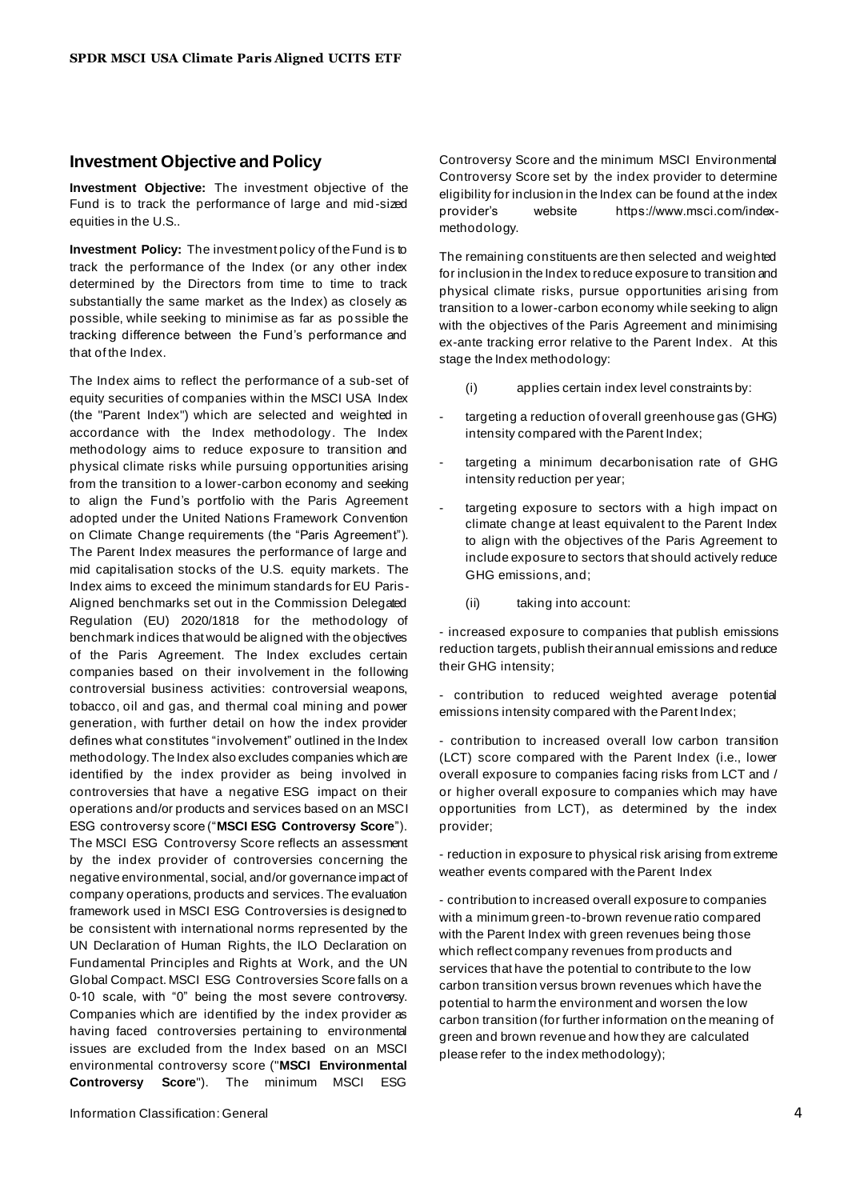## Investment Objective and Policy

**Investment Objective:** The investment objective of the Fund is to track the performance of large and mid-sized equities in the U.S..

**Investment Policy:** The investment policy of the Fund is to track the performance of the Index (or any other index determined by the Directors from time to time to track substantially the same market as the Index) as closely as possible, while seeking to minimise as far as possible the tracking difference between the Fund's performance and that of the Index.

The Index aims to reflect the performance of a sub-set of equity securities of companies within the MSCI USA Index (the "Parent Index") which are selected and weighted in accordance with the Index methodology. The Index methodology aims to reduce exposure to transition and physical climate risks while pursuing opportunities arising from the transition to a lower-carbon economy and seeking to align the Fund's portfolio with the Paris Agreement adopted under the United Nations Framework Convention on Climate Change requirements (the "Paris Agreement"). The Parent Index measures the performance of large and mid capitalisation stocks of the U.S. equity markets. The Index aims to exceed the minimum standards for EU Paris-Aligned benchmarks set out in the Commission Delegated Regulation (EU) 2020/1818 for the methodology of benchmark indices that would be aligned with the objectives of the Paris Agreement. The Index excludes certain companies based on their involvement in the following controversial business activities: controversial weapons, tobacco, oil and gas, and thermal coal mining and power generation, with further detail on how the index provider defines what constitutes "involvement" outlined in the Index methodology. The Index also excludes companies which are identified by the index provider as being involved in controversies that have a negative ESG impact on their operations and/or products and services based on an MSCI ESG controversy score ("**MSCI ESG Controversy Score**"). The MSCI ESG Controversy Score reflects an assessment by the index provider of controversies concerning the negative environmental, social, and/or governance impact of company operations, products and services. The evaluation framework used in MSCI ESG Controversies is designed to be consistent with international norms represented by the UN Declaration of Human Rights, the ILO Declaration on Fundamental Principles and Rights at Work, and the UN Global Compact. MSCI ESG Controversies Score falls on a 0-10 scale, with "0" being the most severe controversy. Companies which are identified by the index provider as having faced controversies pertaining to environmental issues are excluded from the Index based on an MSCI environmental controversy score ("**MSCI Environmental Controversy Score**"). The minimum MSCI ESG Controversy Score and the minimum MSCI Environmental Controversy Score set by the index provider to determine eligibility for inclusion in the Index can be found at the index provider's website https://www.msci.com/index-methodology.

The remaining constituents are then selected and weighted for inclusion in the Index to reduce exposure to transition and physical climate risks, pursue opportunities arising from transition to a lower-carbon economy while seeking to align with the objectives of the Paris Agreement and minimising ex-ante tracking error relative to the Parent Index. At this stage the Index methodology:

(i) applies certain index level constraints by:

- targeting a reduction of overall greenhouse gas (GHG) intensity compared with the Parent Index;
- targeting a minimum decarbonisation rate of GHG intensity reduction per year;
- targeting exposure to sectors with a high impact on climate change at least equivalent to the Parent Index to align with the objectives of the Paris Agreement to include exposure to sectors that should actively reduce GHG emissions, and;

(ii) taking into account:

- increased exposure to companies that publish emissions reduction targets, publish their annual emissions and reduce their GHG intensity;
- contribution to reduced weighted average potential emissions intensity compared with the Parent Index;
- contribution to increased overall low carbon transition (LCT) score compared with the Parent Index (i.e., lower overall exposure to companies facing risks from LCT and / or higher overall exposure to companies which may have opportunities from LCT), as determined by the index provider;
- reduction in exposure to physical risk arising from extreme weather events compared with the Parent Index
- contribution to increased overall exposure to companies with a minimum green-to-brown revenue ratio compared with the Parent Index with green revenues being those which reflect company revenues from products and services that have the potential to contribute to the low carbon transition versus brown revenues which have the potential to harm the environment and worsen the low carbon transition (for further information on the meaning of green and brown revenue and how they are calculated please refer to the index methodology);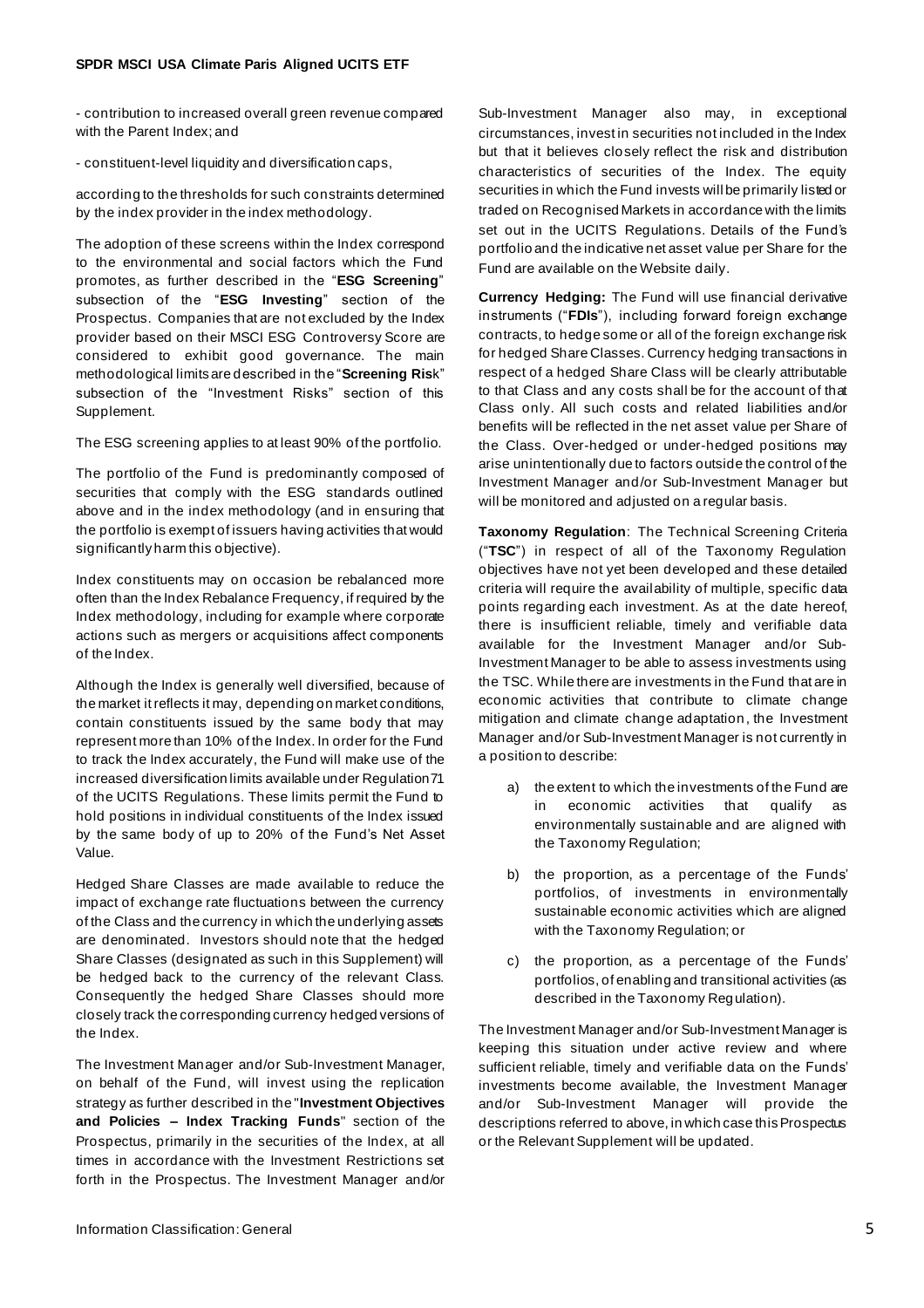- contribution to increased overall green revenue compared with the Parent Index; and

- constituent-level liquidity and diversification caps,

according to the thresholds for such constraints determined by the index provider in the index methodology.

The adoption of these screens within the Index correspond to the environmental and social factors which the Fund promotes, as further described in the "**ESG Screening**" subsection of the "**ESG Investing**" section of the Prospectus. Companies that are not excluded by the Index provider based on their MSCI ESG Controversy Score are considered to exhibit good governance. The main methodological limits are described in the "**Risk Risk**" subsection of the "Investment Risks" section of this Supplement.

The ESG screening applies to at least 90% of the portfolio.

The portfolio of the Fund is predominantly composed of securities that comply with the ESG standards outlined above and in the index methodology (and in ensuring that the portfolio is exempt of issuers having activities that would significantly harm this objective).

Index constituents may on occasion be rebalanced more often than the Index Rebalance Frequency, if required by the Index methodology, including for example where corporate actions such as mergers or acquisitions affect components of the Index.

Although the Index is generally well diversified, because of the market it reflects it may, depending on market conditions, contain constituents issued by the same body that may represent more than 10% of the Index. In order for the Fund to track the Index accurately, the Fund will make use of the increased diversification limits available under Regulation 71 of the UCITS Regulations. These limits permit the Fund to hold positions in individual constituents of the Index issued by the same body of up to 20% of the Fund's Net Asset Value.

Hedged Share Classes are made available to reduce the impact of exchange rate fluctuations between the currency of the Class and the currency in which the underlying assets are denominated. Investors should note that the hedged Share Classes (designated as such in this Supplement) will be hedged back to the currency of the relevant Class. Consequently the hedged Share Classes should more closely track the corresponding currency hedged versions of the Index.

The Investment Manager and/or Sub-Investment Manager, on behalf of the Fund, will invest using the replication strategy as further described in the "**Investment Objectives and Policies – Index Tracking Funds**" section of the Prospectus, primarily in the securities of the Index, at all times in accordance with the Investment Restrictions set forth in the Prospectus. The Investment Manager and/or Sub-Investment Manager also may, in exceptional circumstances, invest in securities not included in the Index but that it believes closely reflect the risk and distribution characteristics of securities of the Index. The equity securities in which the Fund invests will be primarily listed or traded on Recognised Markets in accordance with the limits set out in the UCITS Regulations. Details of the Fund's portfolio and the indicative net asset value per Share for the Fund are available on the Website daily.

**Currency Hedging:** The Fund will use financial derivative instruments ("**FDIs**"), including forward foreign exchange contracts, to hedge some or all of the foreign exchange risk for hedged Share Classes. Currency hedging transactions in respect of a hedged Share Class will be clearly attributable to that Class and any costs shall be for the account of that Class only. All such costs and related liabilities and/or benefits will be reflected in the net asset value per Share of the Class. Over-hedged or under-hedged positions may arise unintentionally due to factors outside the control of the Investment Manager and/or Sub-Investment Manager but will be monitored and adjusted on a regular basis.

**Taxonomy Regulation**: The Technical Screening Criteria ("**TSC**") in respect of all of the Taxonomy Regulation objectives have not yet been developed and these detailed criteria will require the availability of multiple, specific data points regarding each investment. As at the date hereof, there is insufficient reliable, timely and verifiable data available for the Investment Manager and/or Sub-Investment Manager to be able to assess investments using the TSC. While there are investments in the Fund that are in economic activities that contribute to climate change mitigation and climate change adaptation, the Investment Manager and/or Sub-Investment Manager is not currently in a position to describe:

a) the extent to which the investments of the Fund are in economic activities that qualify as environmentally sustainable and are aligned with the Taxonomy Regulation;

b) the proportion, as a percentage of the Funds' portfolios, of investments in environmentally sustainable economic activities which are aligned with the Taxonomy Regulation; or

c) the proportion, as a percentage of the Funds' portfolios, of enabling and transitional activities (as described in the Taxonomy Regulation).

The Investment Manager and/or Sub-Investment Manager is keeping this situation under active review and where sufficient reliable, timely and verifiable data on the Funds' investments become available, the Investment Manager and/or Sub-Investment Manager will provide the descriptions referred to above, in which case this Prospectus or the Relevant Supplement will be updated.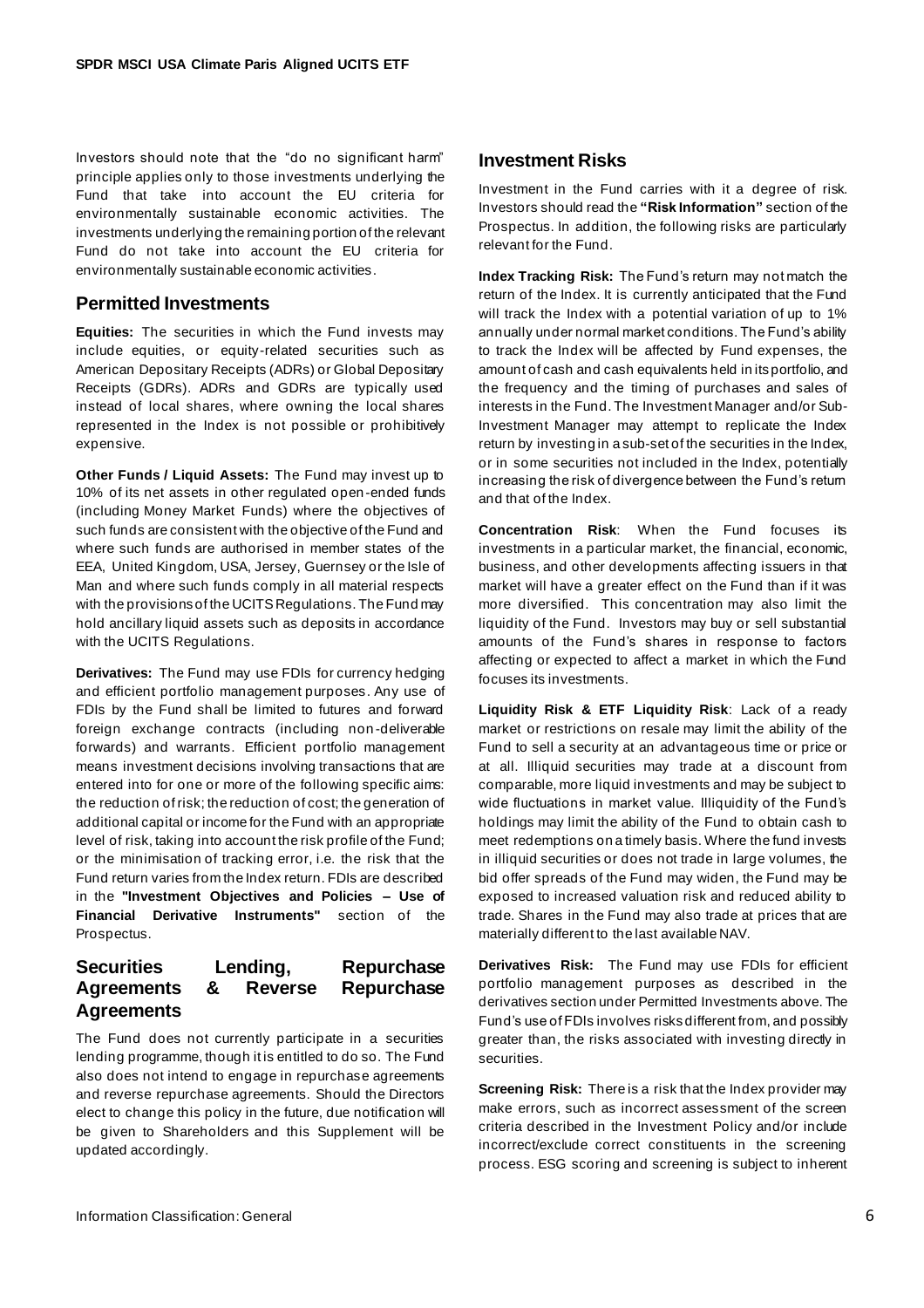Investors should note that the "do no significant harm" principle applies only to those investments underlying the Fund that take into account the EU criteria for environmentally sustainable economic activities. The investments underlying the remaining portion of the relevant Fund do not take into account the EU criteria for environmentally sustainable economic activities.

## Permitted Investments

**Equities:** The securities in which the Fund invests may include equities, or equity-related securities such as American Depositary Receipts (ADRs) or Global Depositary Receipts (GDRs). ADRs and GDRs are typically used instead of local shares, where owning the local shares represented in the Index is not possible or prohibitively expensive.

**Other Funds / Liquid Assets:** The Fund may invest up to 10% of its net assets in other regulated open-ended funds (including Money Market Funds) where the objectives of such funds are consistent with the objective of the Fund and where such funds are authorised in member states of the EEA, United Kingdom, USA, Jersey, Guernsey or the Isle of Man and where such funds comply in all material respects with the provisions of the UCITS Regulations. The Fund may hold ancillary liquid assets such as deposits in accordance with the UCITS Regulations.

**Derivatives:** The Fund may use FDIs for currency hedging and efficient portfolio management purposes. Any use of FDIs by the Fund shall be limited to futures and forward foreign exchange contracts (including non-deliverable forwards) and warrants. Efficient portfolio management means investment decisions involving transactions that are entered into for one or more of the following specific aims: the reduction of risk; the reduction of cost; the generation of additional capital or income for the Fund with an appropriate level of risk, taking into account the risk profile of the Fund; or the minimisation of tracking error, i.e. the risk that the Fund return varies from the Index return. FDIs are described in the **"Investment Objectives and Policies – Use of Financial Derivative Instruments"** section of the Prospectus.

## Securities Lending, Repurchase Agreements & Reverse Repurchase Agreements

The Fund does not currently participate in a securities lending programme, though it is entitled to do so. The Fund also does not intend to engage in repurchase agreements and reverse repurchase agreements. Should the Directors elect to change this policy in the future, due notification will be given to Shareholders and this Supplement will be updated accordingly.

## Investment Risks

Investment in the Fund carries with it a degree of risk. Investors should read the **"Risk Information"** section of the Prospectus. In addition, the following risks are particularly relevant for the Fund.

**Index Tracking Risk:** The Fund's return may not match the return of the Index. It is currently anticipated that the Fund will track the Index with a potential variation of up to 1% annually under normal market conditions. The Fund's ability to track the Index will be affected by Fund expenses, the amount of cash and cash equivalents held in its portfolio, and the frequency and the timing of purchases and sales of interests in the Fund. The Investment Manager and/or Sub-Investment Manager may attempt to replicate the Index return by investing in a sub-set of the securities in the Index, or in some securities not included in the Index, potentially increasing the risk of divergence between the Fund's return and that of the Index.

**Concentration Risk**: When the Fund focuses its investments in a particular market, the financial, economic, business, and other developments affecting issuers in that market will have a greater effect on the Fund than if it was more diversified. This concentration may also limit the liquidity of the Fund. Investors may buy or sell substantial amounts of the Fund's shares in response to factors affecting or expected to affect a market in which the Fund focuses its investments.

**Liquidity Risk & ETF Liquidity Risk**: Lack of a ready market or restrictions on resale may limit the ability of the Fund to sell a security at an advantageous time or price or at all. Illiquid securities may trade at a discount from comparable, more liquid investments and may be subject to wide fluctuations in market value. Illiquidity of the Fund's holdings may limit the ability of the Fund to obtain cash to meet redemptions on a timely basis. Where the fund invests in illiquid securities or does not trade in large volumes, the bid offer spreads of the Fund may widen, the Fund may be exposed to increased valuation risk and reduced ability to trade. Shares in the Fund may also trade at prices that are materially different to the last available NAV.

**Derivatives Risk:** The Fund may use FDIs for efficient portfolio management purposes as described in the derivatives section under Permitted Investments above. The Fund's use of FDIs involves risks different from, and possibly greater than, the risks associated with investing directly in securities.

**Screening Risk:** There is a risk that the Index provider may make errors, such as incorrect assessment of the screen criteria described in the Investment Policy and/or include incorrect/exclude correct constituents in the screening process. ESG scoring and screening is subject to inherent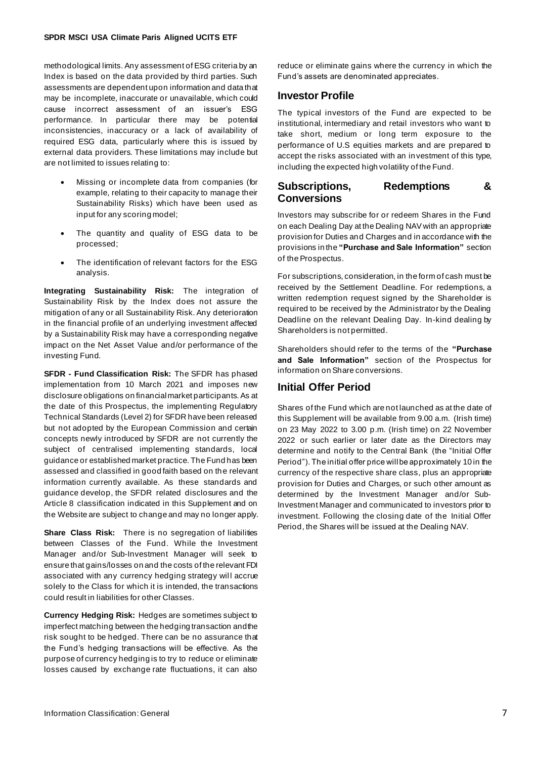methodological limits. Any assessment of ESG criteria by an Index is based on the data provided by third parties. Such assessments are dependent upon information and data that may be incomplete, inaccurate or unavailable, which could cause incorrect assessment of an issuer's ESG performance. In particular there may be potential inconsistencies, inaccuracy or a lack of availability of required ESG data, particularly where this is issued by external data providers. These limitations may include but are not limited to issues relating to:

- Missing or incomplete data from companies (for example, relating to their capacity to manage their Sustainability Risks) which have been used as input for any scoring model;
- The quantity and quality of ESG data to be processed;
- The identification of relevant factors for the ESG analysis.

**Integrating Sustainability Risk:** The integration of Sustainability Risk by the Index does not assure the mitigation of any or all Sustainability Risk. Any deterioration in the financial profile of an underlying investment affected by a Sustainability Risk may have a corresponding negative impact on the Net Asset Value and/or performance of the investing Fund.

**SFDR - Fund Classification Risk:** The SFDR has phased implementation from 10 March 2021 and imposes new disclosure obligations on financial market participants. As at the date of this Prospectus, the implementing Regulatory Technical Standards (Level 2) for SFDR have been released but not adopted by the European Commission and certain concepts newly introduced by SFDR are not currently the subject of centralised implementing standards, local guidance or established market practice. The Fund has been assessed and classified in good faith based on the relevant information currently available. As these standards and guidance develop, the SFDR related disclosures and the Article 8 classification indicated in this Supplement and on the Website are subject to change and may no longer apply.

**Share Class Risk:** There is no segregation of liabilities between Classes of the Fund. While the Investment Manager and/or Sub-Investment Manager will seek to ensure that gains/losses on and the costs of the relevant FDI associated with any currency hedging strategy will accrue solely to the Class for which it is intended, the transactions could result in liabilities for other Classes.

**Currency Hedging Risk:** Hedges are sometimes subject to imperfect matching between the hedging transaction and the risk sought to be hedged. There can be no assurance that the Fund's hedging transactions will be effective. As the purpose of currency hedging is to try to reduce or eliminate losses caused by exchange rate fluctuations, it can also reduce or eliminate gains where the currency in which the Fund's assets are denominated appreciates.

## Investor Profile

The typical investors of the Fund are expected to be institutional, intermediary and retail investors who want to take short, medium or long term exposure to the performance of U.S equities markets and are prepared to accept the risks associated with an investment of this type, including the expected high volatility of the Fund.

## Subscriptions, Redemptions & Conversions

Investors may subscribe for or redeem Shares in the Fund on each Dealing Day at the Dealing NAV with an appropriate provision for Duties and Charges and in accordance with the provisions in the **"Purchase and Sale Information"** section of the Prospectus.

For subscriptions, consideration, in the form of cash must be received by the Settlement Deadline. For redemptions, a written redemption request signed by the Shareholder is required to be received by the Administrator by the Dealing Deadline on the relevant Dealing Day. In-kind dealing by Shareholders is not permitted.

Shareholders should refer to the terms of the **"Purchase and Sale Information"** section of the Prospectus for information on Share conversions.

## Initial Offer Period

Shares of the Fund which are not launched as at the date of this Supplement will be available from 9.00 a.m. (Irish time) on 23 May 2022 to 3.00 p.m. (Irish time) on 22 November 2022 or such earlier or later date as the Directors may determine and notify to the Central Bank (the "Initial Offer Period"). The initial offer price will be approximately 10 in the currency of the respective share class, plus an appropriate provision for Duties and Charges, or such other amount as determined by the Investment Manager and/or Sub-Investment Manager and communicated to investors prior to investment. Following the closing date of the Initial Offer Period, the Shares will be issued at the Dealing NAV.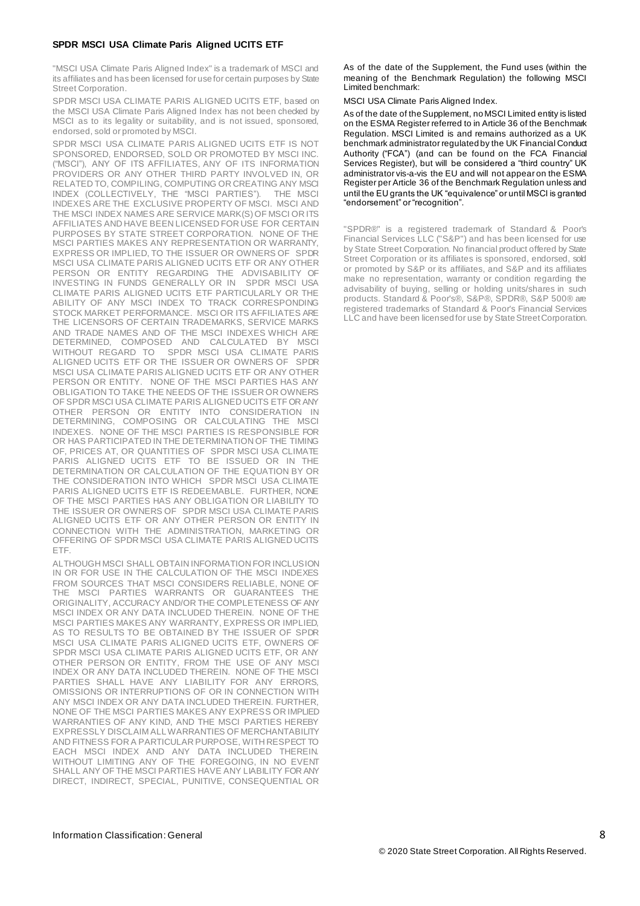**SPDR MSCI USA Climate Paris Aligned UCITS ETF**

"MSCI USA Climate Paris Aligned Index" is a trademark of MSCI and its affiliates and has been licensed for use for certain purposes by State Street Corporation.

SPDR MSCI USA CLIMATE PARIS ALIGNED UCITS ETF, based on the MSCI USA Climate Paris Aligned Index has not been checked by MSCI as to its legality or suitability, and is not issued, sponsored, endorsed, sold or promoted by MSCI.

SPDR MSCI USA CLIMATE PARIS ALIGNED UCITS ETF IS NOT SPONSORED, ENDORSED, SOLD OR PROMOTED BY MSCI INC. ("MSCI"), ANY OF ITS AFFILIATES, ANY OF ITS INFORMATION PROVIDERS OR ANY OTHER THIRD PARTY INVOLVED IN, OR RELATED TO, COMPILING, COMPUTING OR CREATING ANY MSCI INDEX (COLLECTIVELY, THE "MSCI PARTIES"). THE MSCI INDEXES ARE THE EXCLUSIVE PROPERTY OF MSCI. MSCI AND THE MSCI INDEX NAMES ARE SERVICE MARK(S) OF MSCI OR ITS AFFILIATES AND HAVE BEEN LICENSED FOR USE FOR CERTAIN PURPOSES BY STATE STREET CORPORATION. NONE OF THE MSCI PARTIES MAKES ANY REPRESENTATION OR WARRANTY, EXPRESS OR IMPLIED, TO THE ISSUER OR OWNERS OF SPDR MSCI USA CLIMATE PARIS ALIGNED UCITS ETF OR ANY OTHER PERSON OR ENTITY REGARDING THE ADVISABILITY OF INVESTING IN FUNDS GENERALLY OR IN SPDR MSCI USA CLIMATE PARIS ALIGNED UCITS ETF PARTICULARLY OR THE ABILITY OF ANY MSCI INDEX TO TRACK CORRESPONDING STOCK MARKET PERFORMANCE. MSCI OR ITS AFFILIATES ARE THE LICENSORS OF CERTAIN TRADEMARKS, SERVICE MARKS AND TRADE NAMES AND OF THE MSCI INDEXES WHICH ARE DETERMINED, COMPOSED AND CALCULATED BY MSCI WITHOUT REGARD TO SPDR MSCI USA CLIMATE PARIS ALIGNED UCITS ETF OR THE ISSUER OR OWNERS OF SPDR MSCI USA CLIMATE PARIS ALIGNED UCITS ETF OR ANY OTHER PERSON OR ENTITY. NONE OF THE MSCI PARTIES HAS ANY OBLIGATION TO TAKE THE NEEDS OF THE ISSUER OR OWNERS OF SPDR MSCI USA CLIMATE PARIS ALIGNED UCITS ETF OR ANY OTHER PERSON OR ENTITY INTO CONSIDERATION IN DETERMINING, COMPOSING OR CALCULATING THE MSCI INDEXES. NONE OF THE MSCI PARTIES IS RESPONSIBLE FOR OR HAS PARTICIPATED IN THE DETERMINATION OF THE TIMING OF, PRICES AT, OR QUANTITIES OF SPDR MSCI USA CLIMATE PARIS ALIGNED UCITS ETF TO BE ISSUED OR IN THE DETERMINATION OR CALCULATION OF THE EQUATION BY OR THE CONSIDERATION INTO WHICH SPDR MSCI USA CLIMATE PARIS ALIGNED UCITS ETF IS REDEEMABLE. FURTHER, NONE OF THE MSCI PARTIES HAS ANY OBLIGATION OR LIABILITY TO THE ISSUER OR OWNERS OF SPDR MSCI USA CLIMATE PARIS ALIGNED UCITS ETF OR ANY OTHER PERSON OR ENTITY IN CONNECTION WITH THE ADMINISTRATION, MARKETING OR OFFERING OF SPDR MSCI USA CLIMATE PARIS ALIGNED UCITS ETF.

ALTHOUGH MSCI SHALL OBTAIN INFORMATION FOR INCLUSION IN OR FOR USE IN THE CALCULATION OF THE MSCI INDEXES FROM SOURCES THAT MSCI CONSIDERS RELIABLE, NONE OF THE MSCI PARTIES WARRANTS OR GUARANTEES THE ORIGINALITY, ACCURACY AND/OR THE COMPLETENESS OF ANY MSCI INDEX OR ANY DATA INCLUDED THEREIN. NONE OF THE MSCI PARTIES MAKES ANY WARRANTY, EXPRESS OR IMPLIED, AS TO RESULTS TO BE OBTAINED BY THE ISSUER OF SPDR MSCI USA CLIMATE PARIS ALIGNED UCITS ETF, OWNERS OF SPDR MSCI USA CLIMATE PARIS ALIGNED UCITS ETF, OR ANY OTHER PERSON OR ENTITY, FROM THE USE OF ANY MSCI INDEX OR ANY DATA INCLUDED THEREIN. NONE OF THE MSCI PARTIES SHALL HAVE ANY LIABILITY FOR ANY ERRORS, OMISSIONS OR INTERRUPTIONS OF OR IN CONNECTION WITH ANY MSCI INDEX OR ANY DATA INCLUDED THEREIN. FURTHER, NONE OF THE MSCI PARTIES MAKES ANY EXPRESS OR IMPLIED WARRANTIES OF ANY KIND, AND THE MSCI PARTIES HEREBY EXPRESSLY DISCLAIM ALL WARRANTIES OF MERCHANTABILITY AND FITNESS FOR A PARTICULAR PURPOSE, WITH RESPECT TO EACH MSCI INDEX AND ANY DATA INCLUDED THEREIN. WITHOUT LIMITING ANY OF THE FOREGOING, IN NO EVENT SHALL ANY OF THE MSCI PARTIES HAVE ANY LIABILITY FOR ANY DIRECT, INDIRECT, SPECIAL, PUNITIVE, CONSEQUENTIAL OR

As of the date of the Supplement, the Fund uses (within the meaning of the Benchmark Regulation) the following MSCI Limited benchmark:

MSCI USA Climate Paris Aligned Index.

As of the date of the Supplement, no MSCI Limited entity is listed on the ESMA Register referred to in Article 36 of the Benchmark Regulation. MSCI Limited is and remains authorized as a UK benchmark administrator regulated by the UK Financial Conduct Authority ("FCA") (and can be found on the FCA Financial Services Register), but will be considered a "third country" UK administrator vis-a-vis the EU and will not appear on the ESMA Register per Article 36 of the Benchmark Regulation unless and until the EU grants the UK "equivalence" or until MSCI is granted "endorsement" or "recognition".

"SPDR®" is a registered trademark of Standard & Poor's Financial Services LLC ("S&P") and has been licensed for use by State Street Corporation. No financial product offered by State Street Corporation or its affiliates is sponsored, endorsed, sold or promoted by S&P or its affiliates, and S&P and its affiliates make no representation, warranty or condition regarding the advisability of buying, selling or holding units/shares in such products. Standard & Poor's®, S&P®, SPDR®, S&P 500® are registered trademarks of Standard & Poor's Financial Services LLC and have been licensed for use by State Street Corporation.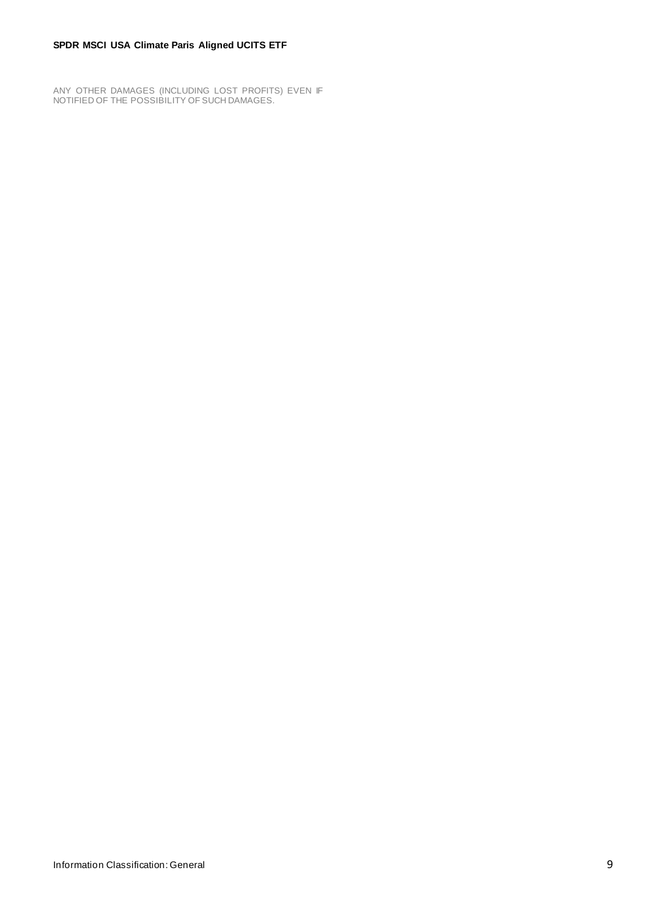ANY OTHER DAMAGES (INCLUDING LOST PROFITS) EVEN IF NOTIFIED OF THE POSSIBILITY OF SUCH DAMAGES.